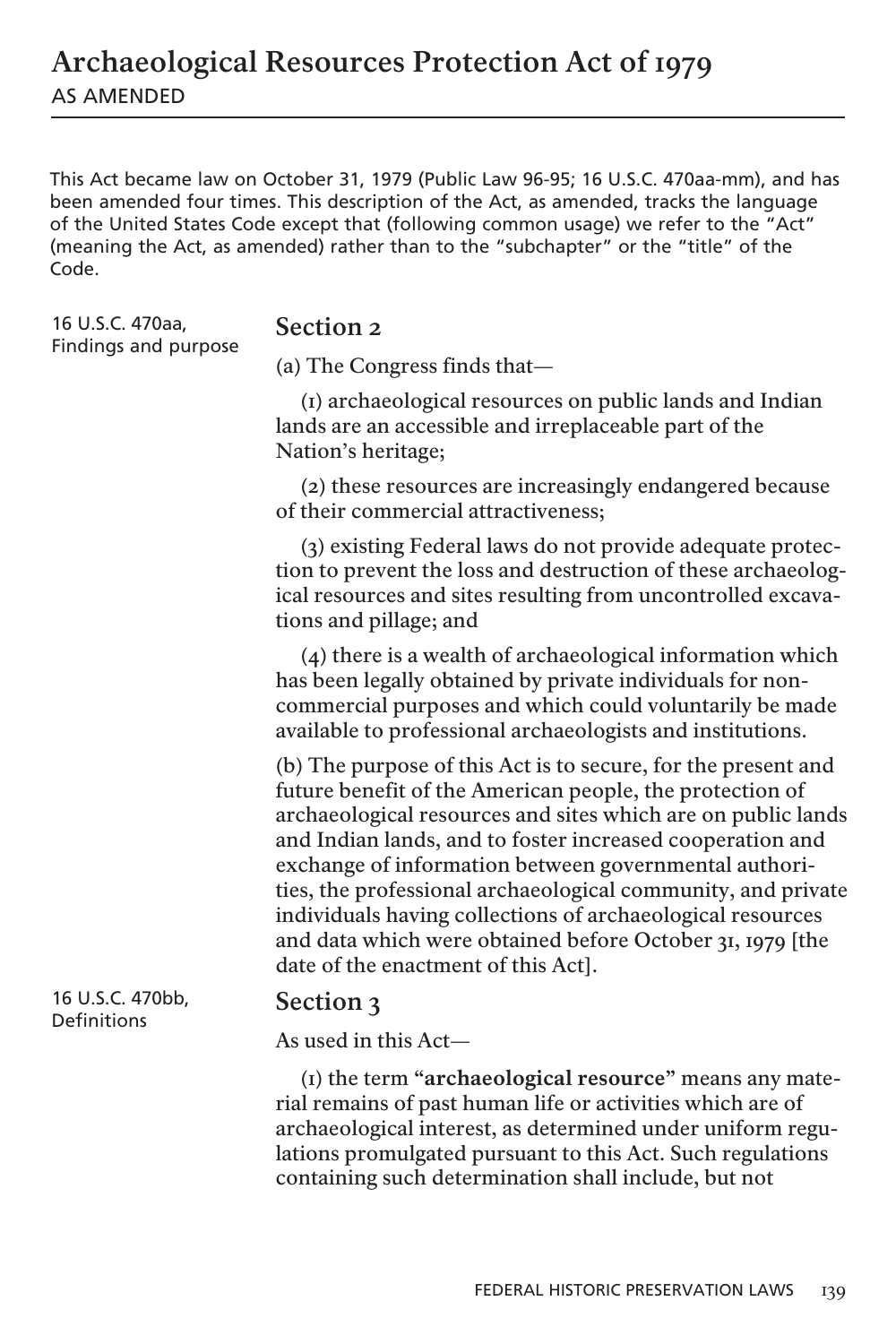# Archaeological Resources Protection Act of 1979

AS AMENDED

This Act became law on October 31, 1979 (Public Law 96-95; 16 U.S.C. 470aa-mm), and has been amended four times. This description of the Act, as amended, tracks the language of the United States Code except that (following common usage) we refer to the "Act" (meaning the Act, as amended) rather than to the "subchapter" or the "title" of the Code.

16 U.S.C. 470aa, Findings and purpose

## Section 2

(a) The Congress finds that—

(1) archaeological resources on public lands and Indian lands are an accessible and irreplaceable part of the Nation's heritage;

(2) these resources are increasingly endangered because of their commercial attractiveness;

(3) existing Federal laws do not provide adequate protection to prevent the loss and destruction of these archaeological resources and sites resulting from uncontrolled excavations and pillage; and

(4) there is a wealth of archaeological information which has been legally obtained by private individuals for noncommercial purposes and which could voluntarily be made available to professional archaeologists and institutions.

(b) The purpose of this Act is to secure, for the present and future benefit of the American people, the protection of archaeological resources and sites which are on public lands and Indian lands, and to foster increased cooperation and exchange of information between governmental authorities, the professional archaeological community, and private individuals having collections of archaeological resources and data which were obtained before October 31, 1979 [the date of the enactment of this Act].

16 U.S.C. 470bb, Definitions

## Section 3

As used in this Act—

(1) the term **"archaeological resource"** means any material remains of past human life or activities which are of archaeological interest, as determined under uniform regulations promulgated pursuant to this Act. Such regulations containing such determination shall include, but not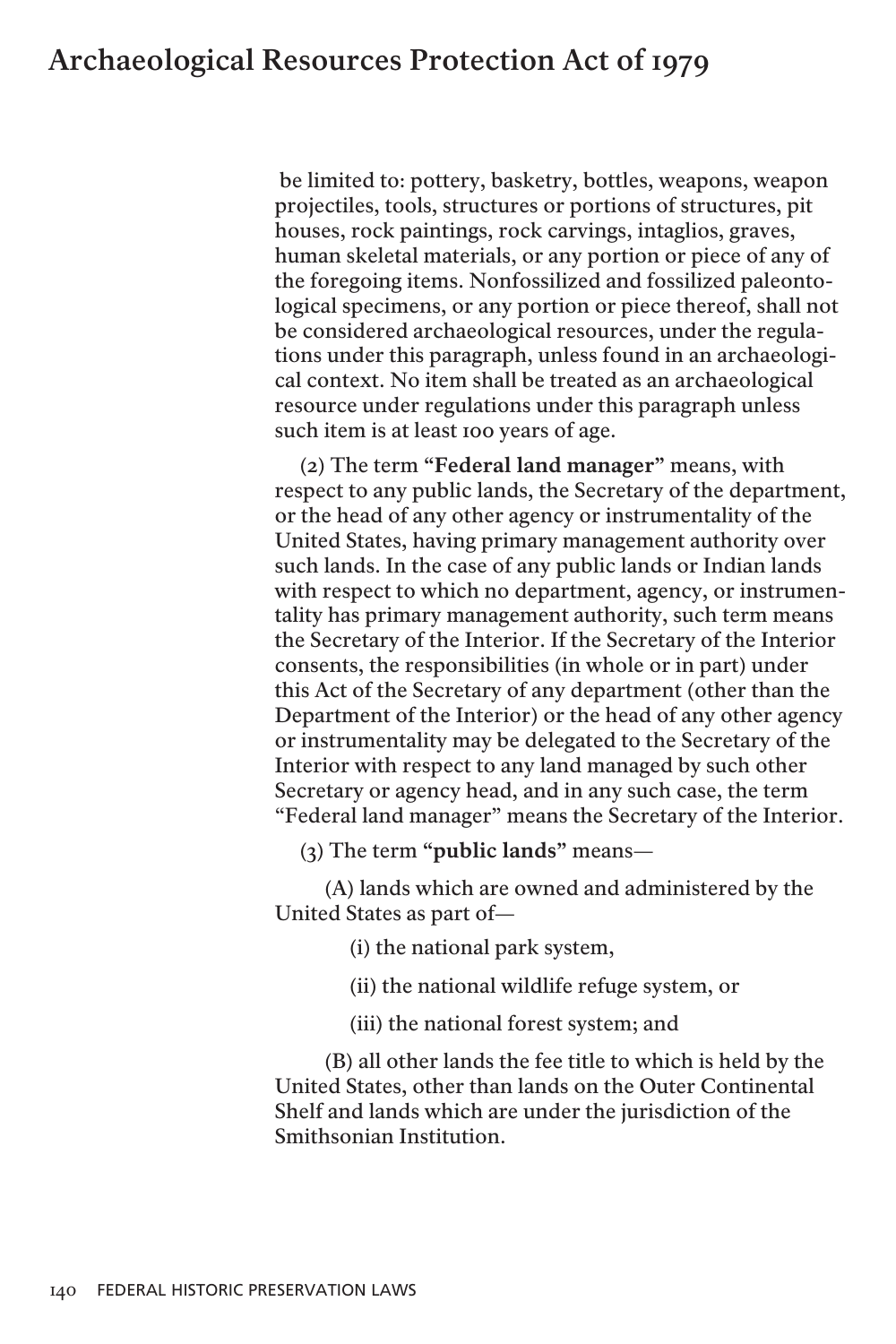be limited to: pottery, basketry, bottles, weapons, weapon projectiles, tools, structures or portions of structures, pit houses, rock paintings, rock carvings, intaglios, graves, human skeletal materials, or any portion or piece of any of the foregoing items. Nonfossilized and fossilized paleontological specimens, or any portion or piece thereof, shall not be considered archaeological resources, under the regulations under this paragraph, unless found in an archaeological context. No item shall be treated as an archaeological resource under regulations under this paragraph unless such item is at least 100 years of age.

(2) The term **"Federal land manager"** means, with respect to any public lands, the Secretary of the department, or the head of any other agency or instrumentality of the United States, having primary management authority over such lands. In the case of any public lands or Indian lands with respect to which no department, agency, or instrumentality has primary management authority, such term means the Secretary of the Interior. If the Secretary of the Interior consents, the responsibilities (in whole or in part) under this Act of the Secretary of any department (other than the Department of the Interior) or the head of any other agency or instrumentality may be delegated to the Secretary of the Interior with respect to any land managed by such other Secretary or agency head, and in any such case, the term "Federal land manager" means the Secretary of the Interior.

(3) The term **"public lands"** means—

(A) lands which are owned and administered by the United States as part of—

(i) the national park system,

(ii) the national wildlife refuge system, or

(iii) the national forest system; and

(B) all other lands the fee title to which is held by the United States, other than lands on the Outer Continental Shelf and lands which are under the jurisdiction of the Smithsonian Institution.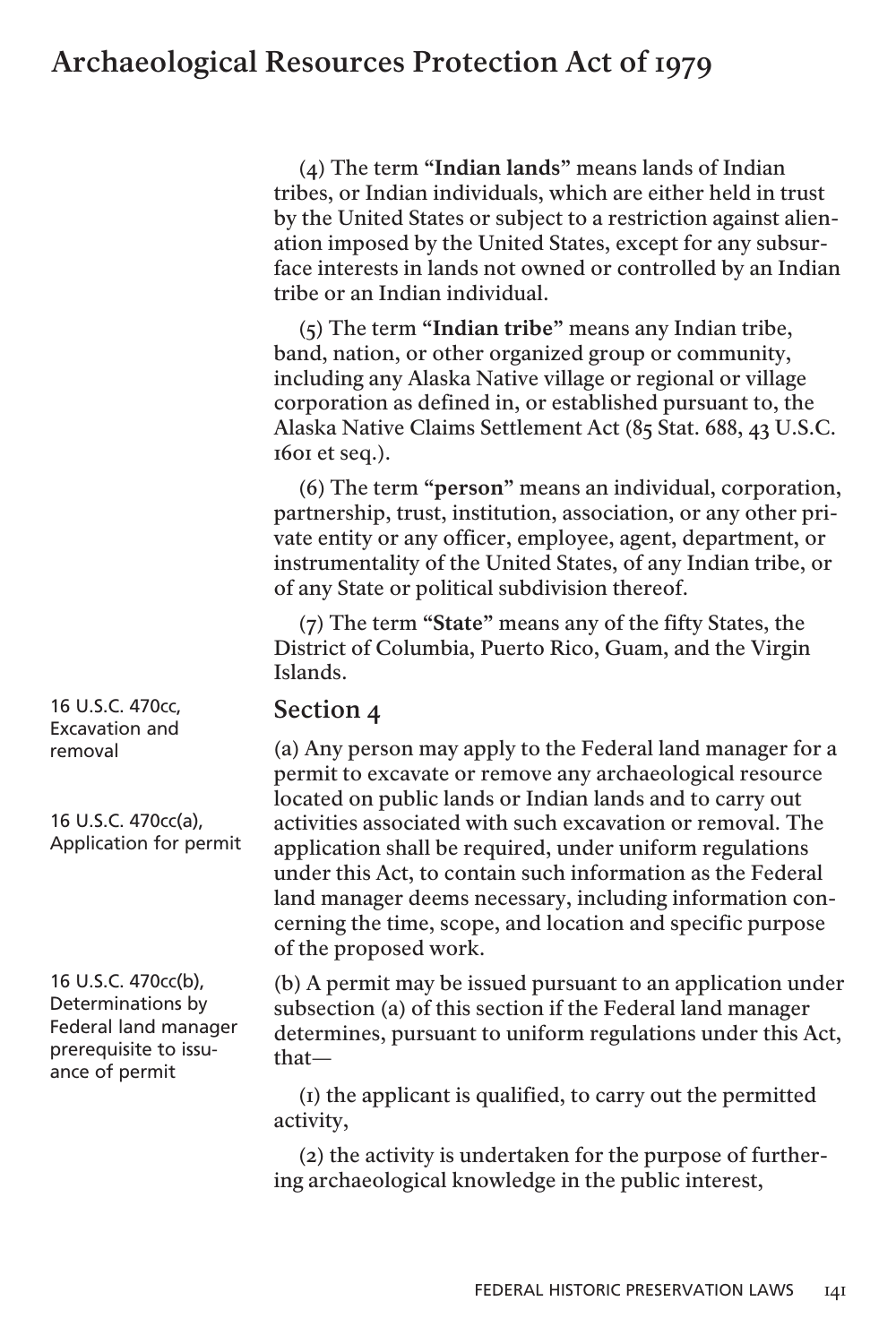(4) The term **"Indian lands"** means lands of Indian tribes, or Indian individuals, which are either held in trust by the United States or subject to a restriction against alienation imposed by the United States, except for any subsurface interests in lands not owned or controlled by an Indian tribe or an Indian individual.

(5) The term **"Indian tribe"** means any Indian tribe, band, nation, or other organized group or community, including any Alaska Native village or regional or village corporation as defined in, or established pursuant to, the Alaska Native Claims Settlement Act (85 Stat. 688, 43 U.S.C. 1601 et seq.).

(6) The term **"person"** means an individual, corporation, partnership, trust, institution, association, or any other private entity or any officer, employee, agent, department, or instrumentality of the United States, of any Indian tribe, or of any State or political subdivision thereof.

(7) The term **"State"** means any of the fifty States, the District of Columbia, Puerto Rico, Guam, and the Virgin Islands.

## Section 4

16 U.S.C. 470cc, Excavation and removal

16 U.S.C. 470cc(a), Application for permit

(a) Any person may apply to the Federal land manager for a permit to excavate or remove any archaeological resource located on public lands or Indian lands and to carry out activities associated with such excavation or removal. The application shall be required, under uniform regulations under this Act, to contain such information as the Federal land manager deems necessary, including information concerning the time, scope, and location and specific purpose of the proposed work.

16 U.S.C. 470cc(b), Determinations by Federal land manager prerequisite to issuance of permit

(b) A permit may be issued pursuant to an application under subsection (a) of this section if the Federal land manager determines, pursuant to uniform regulations under this Act, that—

(1) the applicant is qualified, to carry out the permitted activity,

(2) the activity is undertaken for the purpose of furthering archaeological knowledge in the public interest,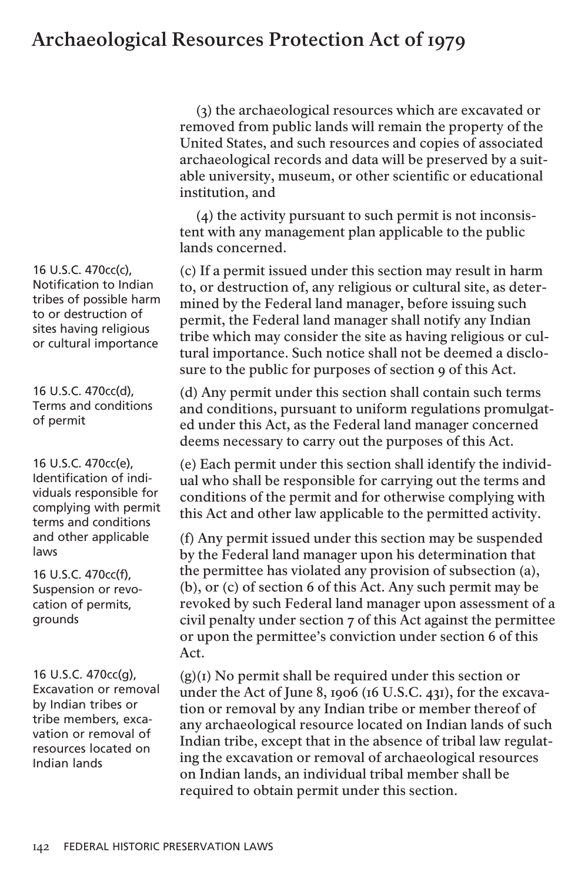(3) the archaeological resources which are excavated or removed from public lands will remain the property of the United States, and such resources and copies of associated archaeological records and data will be preserved by a suitable university, museum, or other scientific or educational institution, and

(4) the activity pursuant to such permit is not inconsistent with any management plan applicable to the public lands concerned.

16 U.S.C. 470cc(c), Notification to Indian tribes of possible harm to or destruction of sites having religious or cultural importance

(c) If a permit issued under this section may result in harm to, or destruction of, any religious or cultural site, as determined by the Federal land manager, before issuing such permit, the Federal land manager shall notify any Indian tribe which may consider the site as having religious or cultural importance. Such notice shall not be deemed a disclosure to the public for purposes of section 9 of this Act.

16 U.S.C. 470cc(d), Terms and conditions of permit

(d) Any permit under this section shall contain such terms and conditions, pursuant to uniform regulations promulgated under this Act, as the Federal land manager concerned deems necessary to carry out the purposes of this Act.

16 U.S.C. 470cc(e), Identification of individuals responsible for complying with permit terms and conditions and other applicable laws

(e) Each permit under this section shall identify the individual who shall be responsible for carrying out the terms and conditions of the permit and for otherwise complying with this Act and other law applicable to the permitted activity.

16 U.S.C. 470cc(f), Suspension or revocation of permits, grounds

(f) Any permit issued under this section may be suspended by the Federal land manager upon his determination that the permittee has violated any provision of subsection (a), (b), or (c) of section 6 of this Act. Any such permit may be revoked by such Federal land manager upon assessment of a civil penalty under section 7 of this Act against the permittee or upon the permittee's conviction under section 6 of this Act.

16 U.S.C. 470cc(g), Excavation or removal by Indian tribes or tribe members, excavation or removal of resources located on Indian lands

(g)(1) No permit shall be required under this section or under the Act of June 8, 1906 (16 U.S.C. 431), for the excavation or removal by any Indian tribe or member thereof of any archaeological resource located on Indian lands of such Indian tribe, except that in the absence of tribal law regulating the excavation or removal of archaeological resources on Indian lands, an individual tribal member shall be required to obtain permit under this section.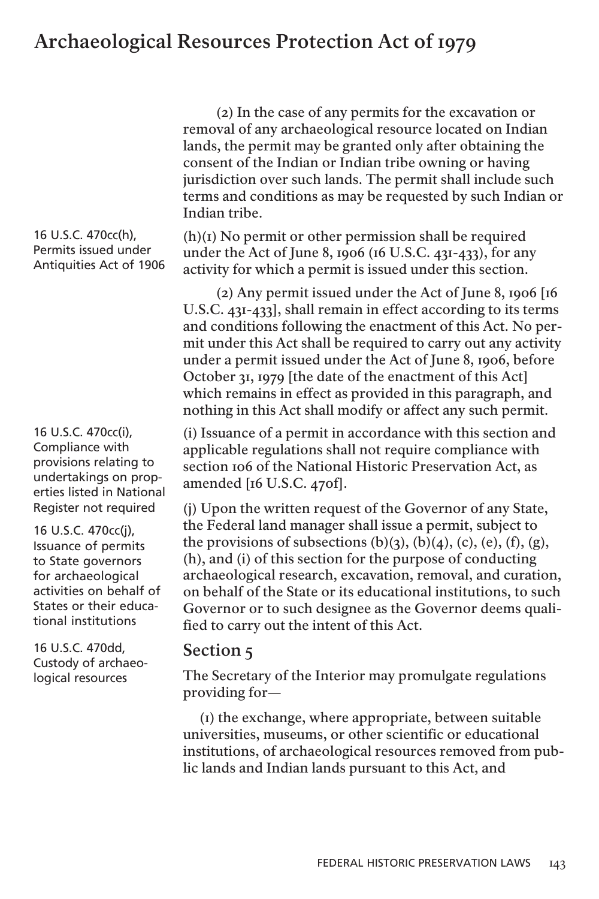(2) In the case of any permits for the excavation or removal of any archaeological resource located on Indian lands, the permit may be granted only after obtaining the consent of the Indian or Indian tribe owning or having jurisdiction over such lands. The permit shall include such terms and conditions as may be requested by such Indian or Indian tribe.

16 U.S.C. 470cc(h), Permits issued under Antiquities Act of 1906

(h)(1) No permit or other permission shall be required under the Act of June 8, 1906 (16 U.S.C. 431-433), for any activity for which a permit is issued under this section.

(2) Any permit issued under the Act of June 8, 1906 [16 U.S.C. 431-433], shall remain in effect according to its terms and conditions following the enactment of this Act. No permit under this Act shall be required to carry out any activity under a permit issued under the Act of June 8, 1906, before October 31, 1979 [the date of the enactment of this Act] which remains in effect as provided in this paragraph, and nothing in this Act shall modify or affect any such permit.

16 U.S.C. 470cc(i), Compliance with provisions relating to undertakings on properties listed in National Register not required

(i) Issuance of a permit in accordance with this section and applicable regulations shall not require compliance with section 106 of the National Historic Preservation Act, as amended [16 U.S.C. 470f].

16 U.S.C. 470cc(j), Issuance of permits to State governors for archaeological activities on behalf of States or their educational institutions

(j) Upon the written request of the Governor of any State, the Federal land manager shall issue a permit, subject to the provisions of subsections (b)(3), (b)(4), (c), (e), (f), (g), (h), and (i) of this section for the purpose of conducting archaeological research, excavation, removal, and curation, on behalf of the State or its educational institutions, to such Governor or to such designee as the Governor deems qualified to carry out the intent of this Act.

16 U.S.C. 470dd, Custody of archaeological resources

## Section 5

The Secretary of the Interior may promulgate regulations providing for—

(1) the exchange, where appropriate, between suitable universities, museums, or other scientific or educational institutions, of archaeological resources removed from public lands and Indian lands pursuant to this Act, and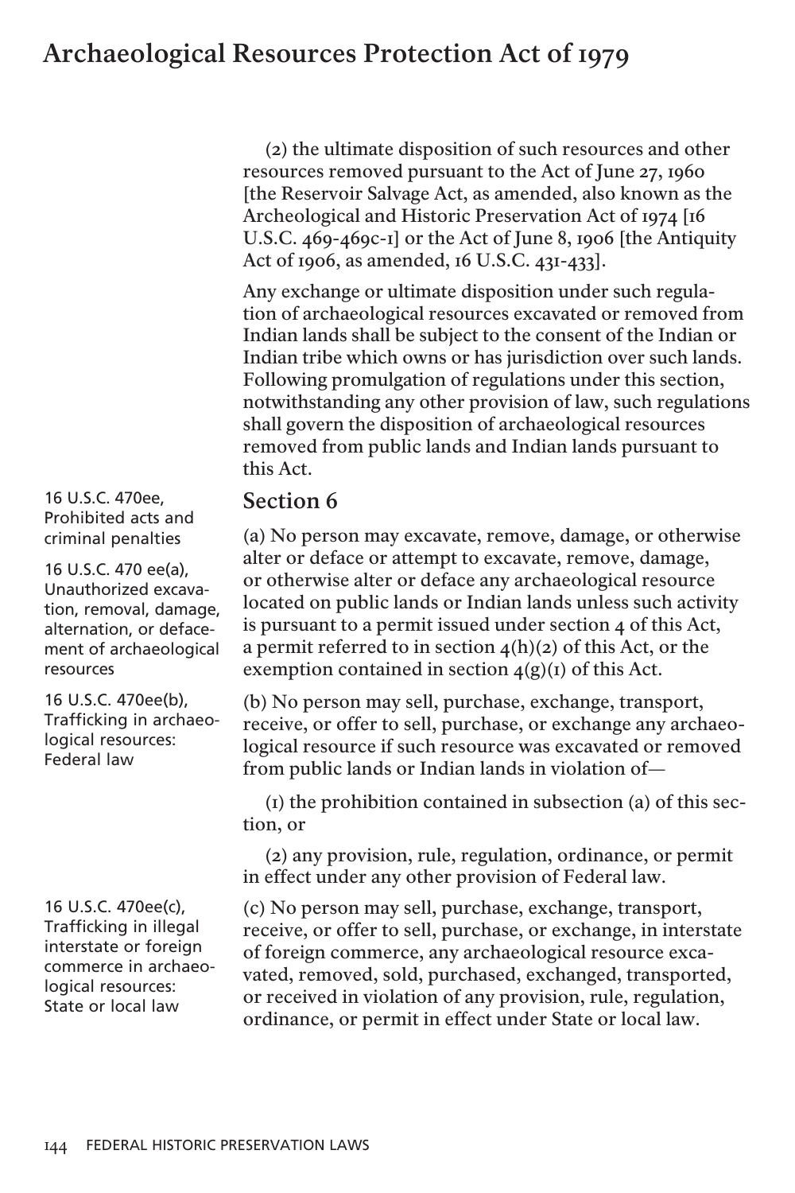(2) the ultimate disposition of such resources and other resources removed pursuant to the Act of June 27, 1960 [the Reservoir Salvage Act, as amended, also known as the Archeological and Historic Preservation Act of 1974 [16 U.S.C. 469-469c-1] or the Act of June 8, 1906 [the Antiquity Act of 1906, as amended, 16 U.S.C. 431-433].

Any exchange or ultimate disposition under such regulation of archaeological resources excavated or removed from Indian lands shall be subject to the consent of the Indian or Indian tribe which owns or has jurisdiction over such lands. Following promulgation of regulations under this section, notwithstanding any other provision of law, such regulations shall govern the disposition of archaeological resources removed from public lands and Indian lands pursuant to this Act.

## Section 6

16 U.S.C. 470ee, Prohibited acts and criminal penalties

16 U.S.C. 470 ee(a), Unauthorized excavation, removal, damage, alternation, or defacement of archaeological resources

(a) No person may excavate, remove, damage, or otherwise alter or deface or attempt to excavate, remove, damage, or otherwise alter or deface any archaeological resource located on public lands or Indian lands unless such activity is pursuant to a permit issued under section 4 of this Act, a permit referred to in section 4(h)(2) of this Act, or the exemption contained in section 4(g)(1) of this Act.

16 U.S.C. 470ee(b), Trafficking in archaeological resources: Federal law

(b) No person may sell, purchase, exchange, transport, receive, or offer to sell, purchase, or exchange any archaeological resource if such resource was excavated or removed from public lands or Indian lands in violation of—

(1) the prohibition contained in subsection (a) of this section, or

(2) any provision, rule, regulation, ordinance, or permit in effect under any other provision of Federal law.

16 U.S.C. 470ee(c), Trafficking in illegal interstate or foreign commerce in archaeological resources: State or local law

(c) No person may sell, purchase, exchange, transport, receive, or offer to sell, purchase, or exchange, in interstate of foreign commerce, any archaeological resource excavated, removed, sold, purchased, exchanged, transported, or received in violation of any provision, rule, regulation, ordinance, or permit in effect under State or local law.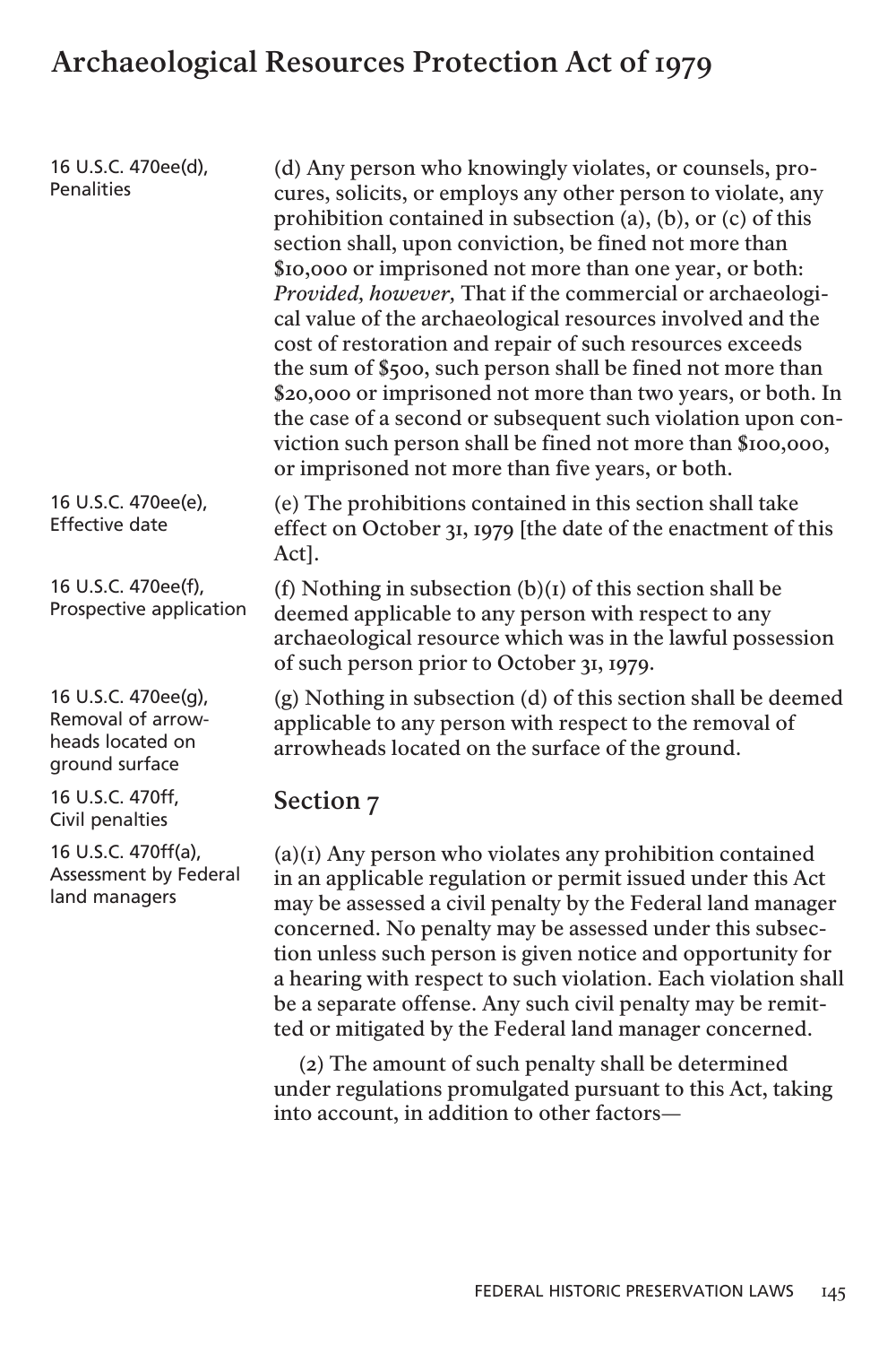16 U.S.C. 470ee(d), Penalities

(d) Any person who knowingly violates, or counsels, procures, solicits, or employs any other person to violate, any prohibition contained in subsection (a), (b), or (c) of this section shall, upon conviction, be fined not more than $10,000 or imprisoned not more than one year, or both: *Provided, however,* That if the commercial or archaeological value of the archaeological resources involved and the cost of restoration and repair of such resources exceeds the sum of $500, such person shall be fined not more than $20,000 or imprisoned not more than two years, or both. In the case of a second or subsequent such violation upon conviction such person shall be fined not more than $100,000, or imprisoned not more than five years, or both.

16 U.S.C. 470ee(e), Effective date

(e) The prohibitions contained in this section shall take effect on October 31, 1979 [the date of the enactment of this Act].

16 U.S.C. 470ee(f), Prospective application

(f) Nothing in subsection (b)(1) of this section shall be deemed applicable to any person with respect to any archaeological resource which was in the lawful possession of such person prior to October 31, 1979.

16 U.S.C. 470ee(g), Removal of arrowheads located on ground surface

(g) Nothing in subsection (d) of this section shall be deemed applicable to any person with respect to the removal of arrowheads located on the surface of the ground.

16 U.S.C. 470ff, Civil penalties

## Section 7

16 U.S.C. 470ff(a), Assessment by Federal land managers

(a)(1) Any person who violates any prohibition contained in an applicable regulation or permit issued under this Act may be assessed a civil penalty by the Federal land manager concerned. No penalty may be assessed under this subsection unless such person is given notice and opportunity for a hearing with respect to such violation. Each violation shall be a separate offense. Any such civil penalty may be remitted or mitigated by the Federal land manager concerned.

(2) The amount of such penalty shall be determined under regulations promulgated pursuant to this Act, taking into account, in addition to other factors—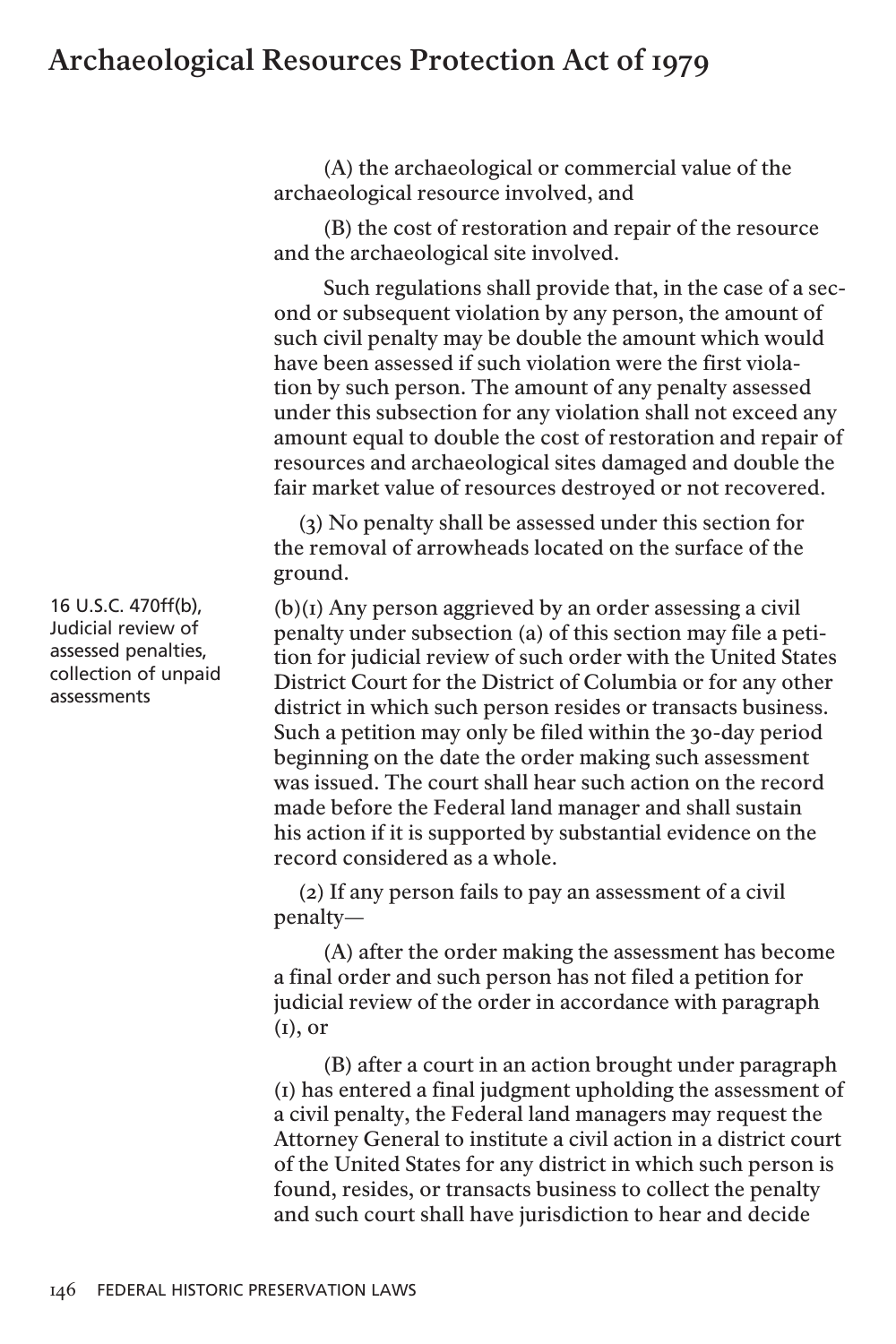(A) the archaeological or commercial value of the archaeological resource involved, and

(B) the cost of restoration and repair of the resource and the archaeological site involved.

Such regulations shall provide that, in the case of a second or subsequent violation by any person, the amount of such civil penalty may be double the amount which would have been assessed if such violation were the first violation by such person. The amount of any penalty assessed under this subsection for any violation shall not exceed any amount equal to double the cost of restoration and repair of resources and archaeological sites damaged and double the fair market value of resources destroyed or not recovered.

(3) No penalty shall be assessed under this section for the removal of arrowheads located on the surface of the ground.

16 U.S.C. 470ff(b), Judicial review of assessed penalties, collection of unpaid assessments

(b)(1) Any person aggrieved by an order assessing a civil penalty under subsection (a) of this section may file a petition for judicial review of such order with the United States District Court for the District of Columbia or for any other district in which such person resides or transacts business. Such a petition may only be filed within the 30-day period beginning on the date the order making such assessment was issued. The court shall hear such action on the record made before the Federal land manager and shall sustain his action if it is supported by substantial evidence on the record considered as a whole.

(2) If any person fails to pay an assessment of a civil penalty—

(A) after the order making the assessment has become a final order and such person has not filed a petition for judicial review of the order in accordance with paragraph (1), or

(B) after a court in an action brought under paragraph (1) has entered a final judgment upholding the assessment of a civil penalty, the Federal land managers may request the Attorney General to institute a civil action in a district court of the United States for any district in which such person is found, resides, or transacts business to collect the penalty and such court shall have jurisdiction to hear and decide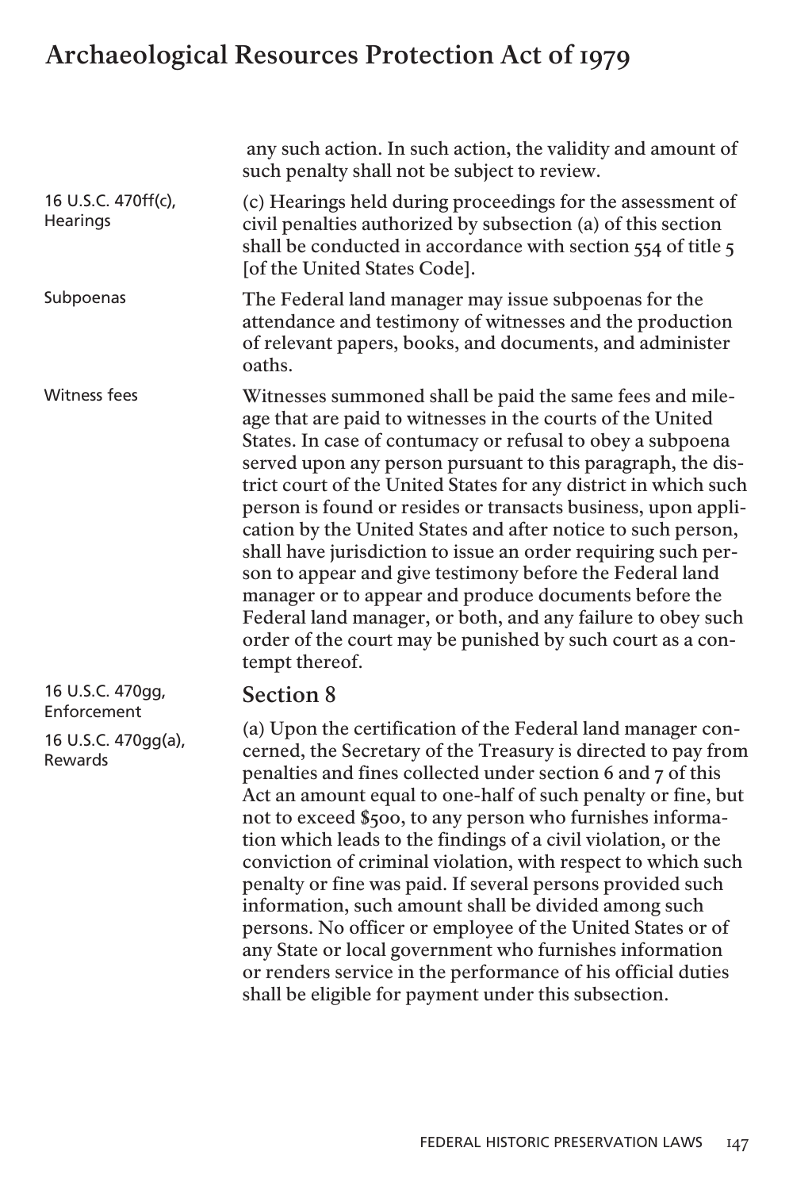any such action. In such action, the validity and amount of such penalty shall not be subject to review.

16 U.S.C. 470ff(c), Hearings

(c) Hearings held during proceedings for the assessment of civil penalties authorized by subsection (a) of this section shall be conducted in accordance with section 554 of title 5 [of the United States Code].

Subpoenas

The Federal land manager may issue subpoenas for the attendance and testimony of witnesses and the production of relevant papers, books, and documents, and administer oaths.

Witness fees

Witnesses summoned shall be paid the same fees and mileage that are paid to witnesses in the courts of the United States. In case of contumacy or refusal to obey a subpoena served upon any person pursuant to this paragraph, the district court of the United States for any district in which such person is found or resides or transacts business, upon application by the United States and after notice to such person, shall have jurisdiction to issue an order requiring such person to appear and give testimony before the Federal land manager or to appear and produce documents before the Federal land manager, or both, and any failure to obey such order of the court may be punished by such court as a contempt thereof.

16 U.S.C. 470gg, Enforcement

16 U.S.C. 470gg(a), Rewards

## Section 8

(a) Upon the certification of the Federal land manager concerned, the Secretary of the Treasury is directed to pay from penalties and fines collected under section 6 and 7 of this Act an amount equal to one-half of such penalty or fine, but not to exceed $500, to any person who furnishes information which leads to the findings of a civil violation, or the conviction of criminal violation, with respect to which such penalty or fine was paid. If several persons provided such information, such amount shall be divided among such persons. No officer or employee of the United States or of any State or local government who furnishes information or renders service in the performance of his official duties shall be eligible for payment under this subsection.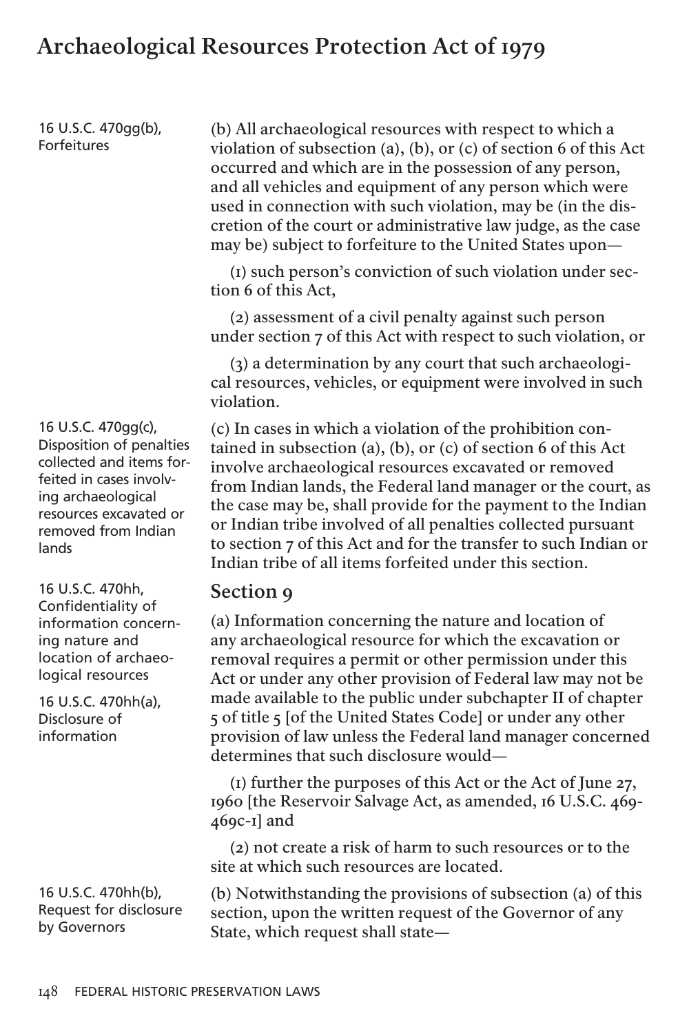16 U.S.C. 470gg(b), Forfeitures

(b) All archaeological resources with respect to which a violation of subsection (a), (b), or (c) of section 6 of this Act occurred and which are in the possession of any person, and all vehicles and equipment of any person which were used in connection with such violation, may be (in the discretion of the court or administrative law judge, as the case may be) subject to forfeiture to the United States upon—

(1) such person's conviction of such violation under section 6 of this Act,

(2) assessment of a civil penalty against such person under section 7 of this Act with respect to such violation, or

(3) a determination by any court that such archaeological resources, vehicles, or equipment were involved in such violation.

16 U.S.C. 470gg(c), Disposition of penalties collected and items forfeited in cases involving archaeological resources excavated or removed from Indian lands

(c) In cases in which a violation of the prohibition contained in subsection (a), (b), or (c) of section 6 of this Act involve archaeological resources excavated or removed from Indian lands, the Federal land manager or the court, as the case may be, shall provide for the payment to the Indian or Indian tribe involved of all penalties collected pursuant to section 7 of this Act and for the transfer to such Indian or Indian tribe of all items forfeited under this section.

## Section 9

16 U.S.C. 470hh, Confidentiality of information concerning nature and location of archaeological resources

16 U.S.C. 470hh(a), Disclosure of information

(a) Information concerning the nature and location of any archaeological resource for which the excavation or removal requires a permit or other permission under this Act or under any other provision of Federal law may not be made available to the public under subchapter II of chapter 5 of title 5 [of the United States Code] or under any other provision of law unless the Federal land manager concerned determines that such disclosure would—

(1) further the purposes of this Act or the Act of June 27, 1960 [the Reservoir Salvage Act, as amended, 16 U.S.C. 469-469c-1] and

(2) not create a risk of harm to such resources or to the site at which such resources are located.

16 U.S.C. 470hh(b), Request for disclosure by Governors

(b) Notwithstanding the provisions of subsection (a) of this section, upon the written request of the Governor of any State, which request shall state—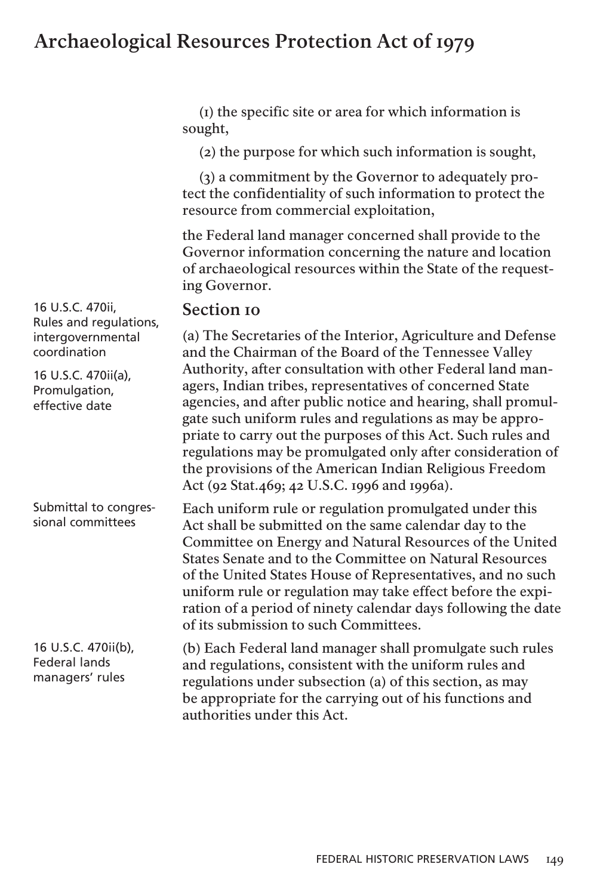(1) the specific site or area for which information is sought,

(2) the purpose for which such information is sought,

(3) a commitment by the Governor to adequately protect the confidentiality of such information to protect the resource from commercial exploitation,

the Federal land manager concerned shall provide to the Governor information concerning the nature and location of archaeological resources within the State of the requesting Governor.

16 U.S.C. 470ii, Rules and regulations, intergovernmental coordination

16 U.S.C. 470ii(a), Promulgation, effective date

## Section 10

(a) The Secretaries of the Interior, Agriculture and Defense and the Chairman of the Board of the Tennessee Valley Authority, after consultation with other Federal land managers, Indian tribes, representatives of concerned State agencies, and after public notice and hearing, shall promulgate such uniform rules and regulations as may be appropriate to carry out the purposes of this Act. Such rules and regulations may be promulgated only after consideration of the provisions of the American Indian Religious Freedom Act (92 Stat.469; 42 U.S.C. 1996 and 1996a).

Submittal to congressional committees

Each uniform rule or regulation promulgated under this Act shall be submitted on the same calendar day to the Committee on Energy and Natural Resources of the United States Senate and to the Committee on Natural Resources of the United States House of Representatives, and no such uniform rule or regulation may take effect before the expiration of a period of ninety calendar days following the date of its submission to such Committees.

16 U.S.C. 470ii(b), Federal lands managers' rules

(b) Each Federal land manager shall promulgate such rules and regulations, consistent with the uniform rules and regulations under subsection (a) of this section, as may be appropriate for the carrying out of his functions and authorities under this Act.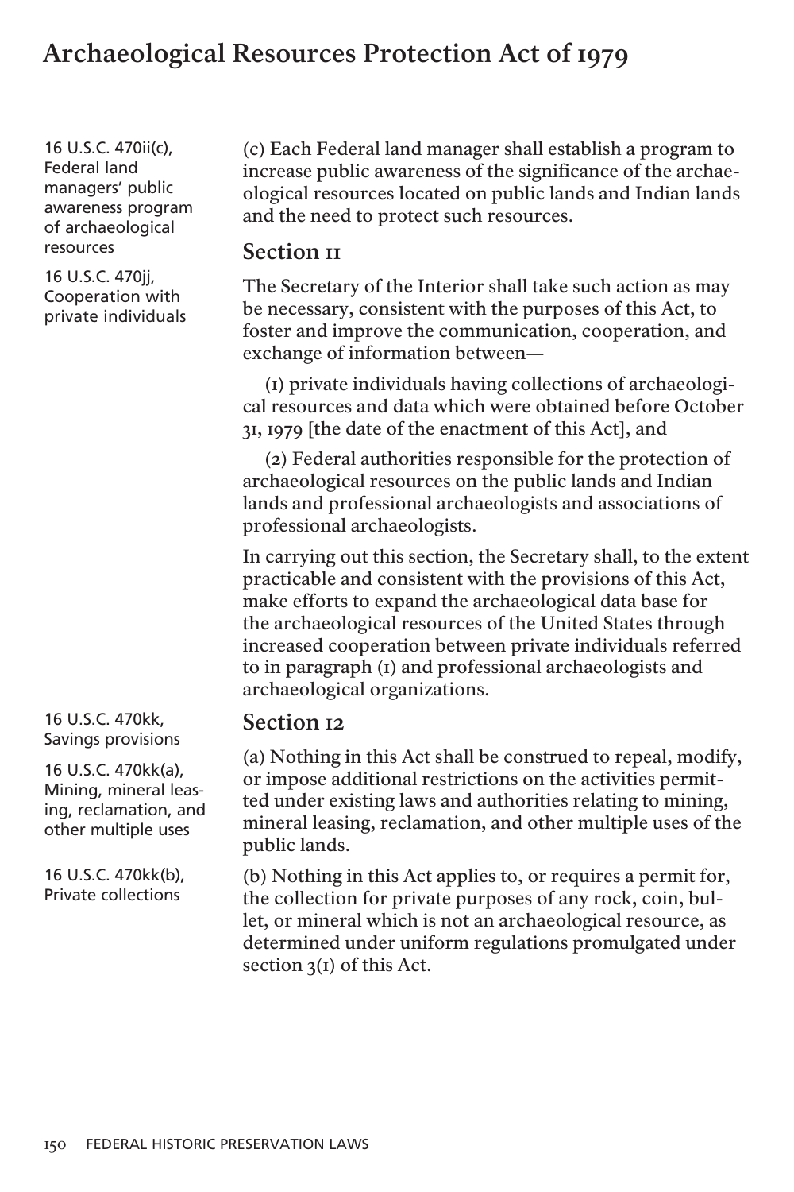16 U.S.C. 470ii(c), Federal land managers' public awareness program of archaeological resources

(c) Each Federal land manager shall establish a program to increase public awareness of the significance of the archaeological resources located on public lands and Indian lands and the need to protect such resources.

16 U.S.C. 470jj, Cooperation with private individuals

## Section 11

The Secretary of the Interior shall take such action as may be necessary, consistent with the purposes of this Act, to foster and improve the communication, cooperation, and exchange of information between—

(1) private individuals having collections of archaeological resources and data which were obtained before October 31, 1979 [the date of the enactment of this Act], and

(2) Federal authorities responsible for the protection of archaeological resources on the public lands and Indian lands and professional archaeologists and associations of professional archaeologists.

In carrying out this section, the Secretary shall, to the extent practicable and consistent with the provisions of this Act, make efforts to expand the archaeological data base for the archaeological resources of the United States through increased cooperation between private individuals referred to in paragraph (1) and professional archaeologists and archaeological organizations.

16 U.S.C. 470kk, Savings provisions

## Section 12

16 U.S.C. 470kk(a), Mining, mineral leasing, reclamation, and other multiple uses

(a) Nothing in this Act shall be construed to repeal, modify, or impose additional restrictions on the activities permitted under existing laws and authorities relating to mining, mineral leasing, reclamation, and other multiple uses of the public lands.

16 U.S.C. 470kk(b), Private collections

(b) Nothing in this Act applies to, or requires a permit for, the collection for private purposes of any rock, coin, bullet, or mineral which is not an archaeological resource, as determined under uniform regulations promulgated under section 3(1) of this Act.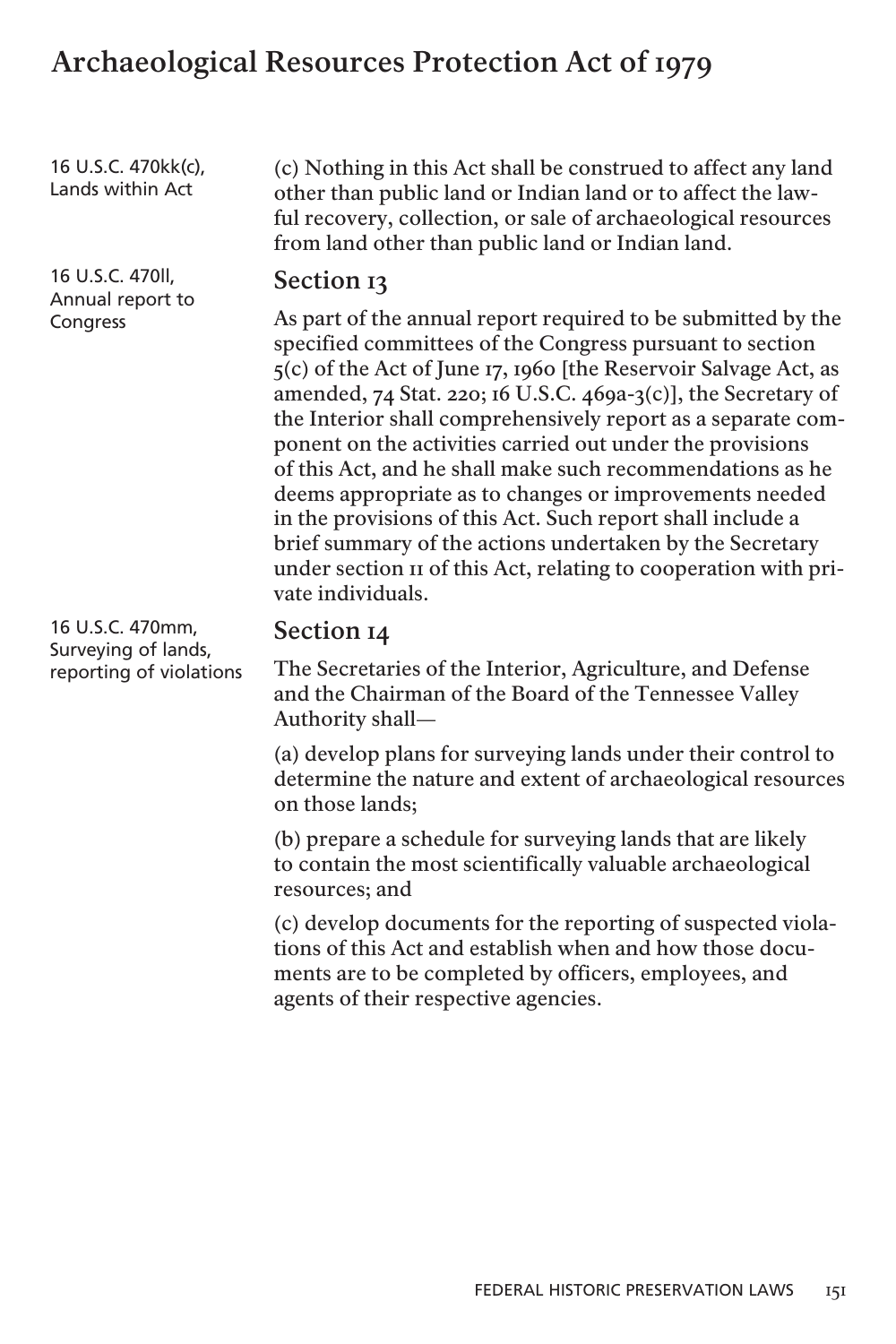# Archaeological Resources Protection Act of 1979

16 U.S.C. 470kk(c), Lands within Act

(c) Nothing in this Act shall be construed to affect any land other than public land or Indian land or to affect the lawful recovery, collection, or sale of archaeological resources from land other than public land or Indian land.

16 U.S.C. 470ll, Annual report to Congress

## Section 13

As part of the annual report required to be submitted by the specified committees of the Congress pursuant to section 5(c) of the Act of June 17, 1960 [the Reservoir Salvage Act, as amended, 74 Stat. 220; 16 U.S.C. 469a-3(c)], the Secretary of the Interior shall comprehensively report as a separate component on the activities carried out under the provisions of this Act, and he shall make such recommendations as he deems appropriate as to changes or improvements needed in the provisions of this Act. Such report shall include a brief summary of the actions undertaken by the Secretary under section 11 of this Act, relating to cooperation with private individuals.

16 U.S.C. 470mm, Surveying of lands, reporting of violations

## Section 14

The Secretaries of the Interior, Agriculture, and Defense and the Chairman of the Board of the Tennessee Valley Authority shall—

(a) develop plans for surveying lands under their control to determine the nature and extent of archaeological resources on those lands;

(b) prepare a schedule for surveying lands that are likely to contain the most scientifically valuable archaeological resources; and

(c) develop documents for the reporting of suspected violations of this Act and establish when and how those documents are to be completed by officers, employees, and agents of their respective agencies.